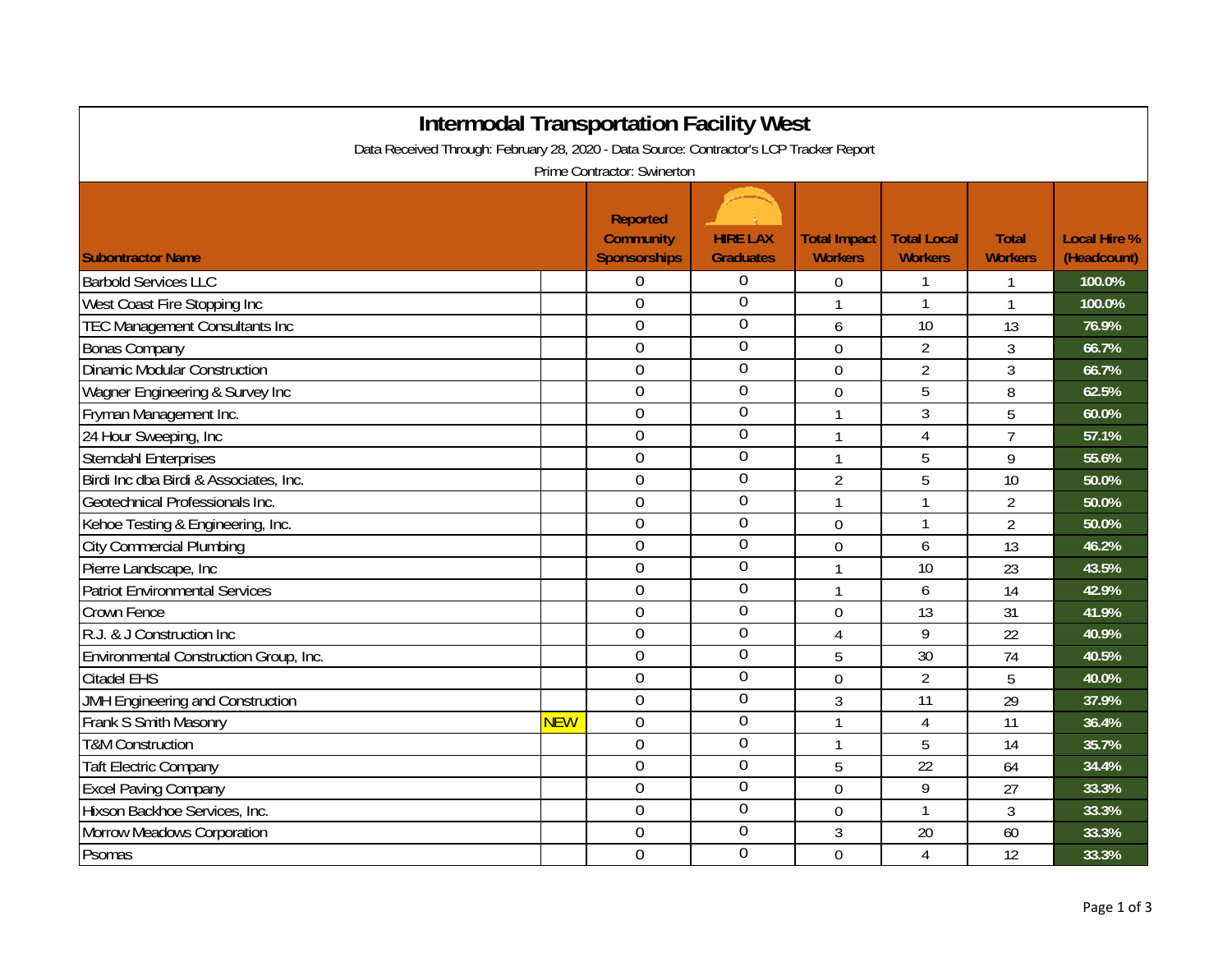# Intermodal Transportation Facility West

Data Received Through: February 28, 2020 - Data Source: Contractor's LCP Tracker Report

Prime Contractor: Swinerton

| Subontractor Name | | Reported Community Sponsorships | HIRE LAX Graduates | Total Impact Workers | Total Local Workers | Total Workers | Local Hire % (Headcount) |
|---|---|---|---|---|---|---|---|
| Barbold Services LLC | | 0 | 0 | 0 | 1 | 1 | 100.0% |
| West Coast Fire Stopping Inc | | 0 | 0 | 1 | 1 | 1 | 100.0% |
| TEC Management Consultants Inc | | 0 | 0 | 6 | 10 | 13 | 76.9% |
| Bonas Company | | 0 | 0 | 0 | 2 | 3 | 66.7% |
| Dinamic Modular Construction | | 0 | 0 | 0 | 2 | 3 | 66.7% |
| Wagner Engineering & Survey Inc | | 0 | 0 | 0 | 5 | 8 | 62.5% |
| Fryman Management Inc. | | 0 | 0 | 1 | 3 | 5 | 60.0% |
| 24 Hour Sweeping, Inc | | 0 | 0 | 1 | 4 | 7 | 57.1% |
| Sterndahl Enterprises | | 0 | 0 | 1 | 5 | 9 | 55.6% |
| Birdi Inc dba Birdi & Associates, Inc. | | 0 | 0 | 2 | 5 | 10 | 50.0% |
| Geotechnical Professionals Inc. | | 0 | 0 | 1 | 1 | 2 | 50.0% |
| Kehoe Testing & Engineering, Inc. | | 0 | 0 | 0 | 1 | 2 | 50.0% |
| City Commercial Plumbing | | 0 | 0 | 0 | 6 | 13 | 46.2% |
| Pierre Landscape, Inc | | 0 | 0 | 1 | 10 | 23 | 43.5% |
| Patriot Environmental Services | | 0 | 0 | 1 | 6 | 14 | 42.9% |
| Crown Fence | | 0 | 0 | 0 | 13 | 31 | 41.9% |
| R.J. & J Construction Inc | | 0 | 0 | 4 | 9 | 22 | 40.9% |
| Environmental Construction Group, Inc. | | 0 | 0 | 5 | 30 | 74 | 40.5% |
| Citadel EHS | | 0 | 0 | 0 | 2 | 5 | 40.0% |
| JMH Engineering and Construction | | 0 | 0 | 3 | 11 | 29 | 37.9% |
| Frank S Smith Masonry | NEW | 0 | 0 | 1 | 4 | 11 | 36.4% |
| T&M Construction | | 0 | 0 | 1 | 5 | 14 | 35.7% |
| Taft Electric Company | | 0 | 0 | 5 | 22 | 64 | 34.4% |
| Excel Paving Company | | 0 | 0 | 0 | 9 | 27 | 33.3% |
| Hixson Backhoe Services, Inc. | | 0 | 0 | 0 | 1 | 3 | 33.3% |
| Morrow Meadows Corporation | | 0 | 0 | 3 | 20 | 60 | 33.3% |
| Psomas | | 0 | 0 | 0 | 4 | 12 | 33.3% |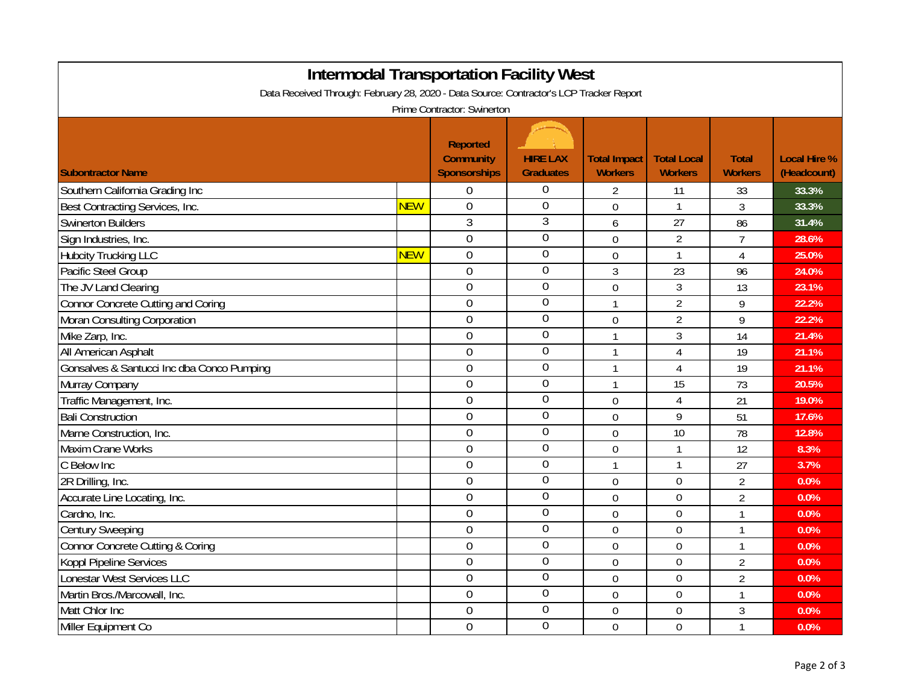# Intermodal Transportation Facility West

Data Received Through: February 28, 2020 - Data Source: Contractor's LCP Tracker Report

Prime Contractor: Swinerton

| Subontractor Name | | Reported Community Sponsorships | HIRE LAX Graduates | Total Impact Workers | Total Local Workers | Total Workers | Local Hire % (Headcount) |
|---|---|---|---|---|---|---|---|
| Southern California Grading Inc | | 0 | 0 | 2 | 11 | 33 | 33.3% |
| Best Contracting Services, Inc. | NEW | 0 | 0 | 0 | 1 | 3 | 33.3% |
| Swinerton Builders | | 3 | 3 | 6 | 27 | 86 | 31.4% |
| Sign Industries, Inc. | | 0 | 0 | 0 | 2 | 7 | 28.6% |
| Hubcity Trucking LLC | NEW | 0 | 0 | 0 | 1 | 4 | 25.0% |
| Pacific Steel Group | | 0 | 0 | 3 | 23 | 96 | 24.0% |
| The JV Land Clearing | | 0 | 0 | 0 | 3 | 13 | 23.1% |
| Connor Concrete Cutting and Coring | | 0 | 0 | 1 | 2 | 9 | 22.2% |
| Moran Consulting Corporation | | 0 | 0 | 0 | 2 | 9 | 22.2% |
| Mike Zarp, Inc. | | 0 | 0 | 1 | 3 | 14 | 21.4% |
| All American Asphalt | | 0 | 0 | 1 | 4 | 19 | 21.1% |
| Gonsalves & Santucci Inc dba Conco Pumping | | 0 | 0 | 1 | 4 | 19 | 21.1% |
| Murray Company | | 0 | 0 | 1 | 15 | 73 | 20.5% |
| Traffic Management, Inc. | | 0 | 0 | 0 | 4 | 21 | 19.0% |
| Bali Construction | | 0 | 0 | 0 | 9 | 51 | 17.6% |
| Marne Construction, Inc. | | 0 | 0 | 0 | 10 | 78 | 12.8% |
| Maxim Crane Works | | 0 | 0 | 0 | 1 | 12 | 8.3% |
| C Below Inc | | 0 | 0 | 1 | 1 | 27 | 3.7% |
| 2R Drilling, Inc. | | 0 | 0 | 0 | 0 | 2 | 0.0% |
| Accurate Line Locating, Inc. | | 0 | 0 | 0 | 0 | 2 | 0.0% |
| Cardno, Inc. | | 0 | 0 | 0 | 0 | 1 | 0.0% |
| Century Sweeping | | 0 | 0 | 0 | 0 | 1 | 0.0% |
| Connor Concrete Cutting & Coring | | 0 | 0 | 0 | 0 | 1 | 0.0% |
| Koppl Pipeline Services | | 0 | 0 | 0 | 0 | 2 | 0.0% |
| Lonestar West Services LLC | | 0 | 0 | 0 | 0 | 2 | 0.0% |
| Martin Bros./Marcowall, Inc. | | 0 | 0 | 0 | 0 | 1 | 0.0% |
| Matt Chlor Inc | | 0 | 0 | 0 | 0 | 3 | 0.0% |
| Miller Equipment Co | | 0 | 0 | 0 | 0 | 1 | 0.0% |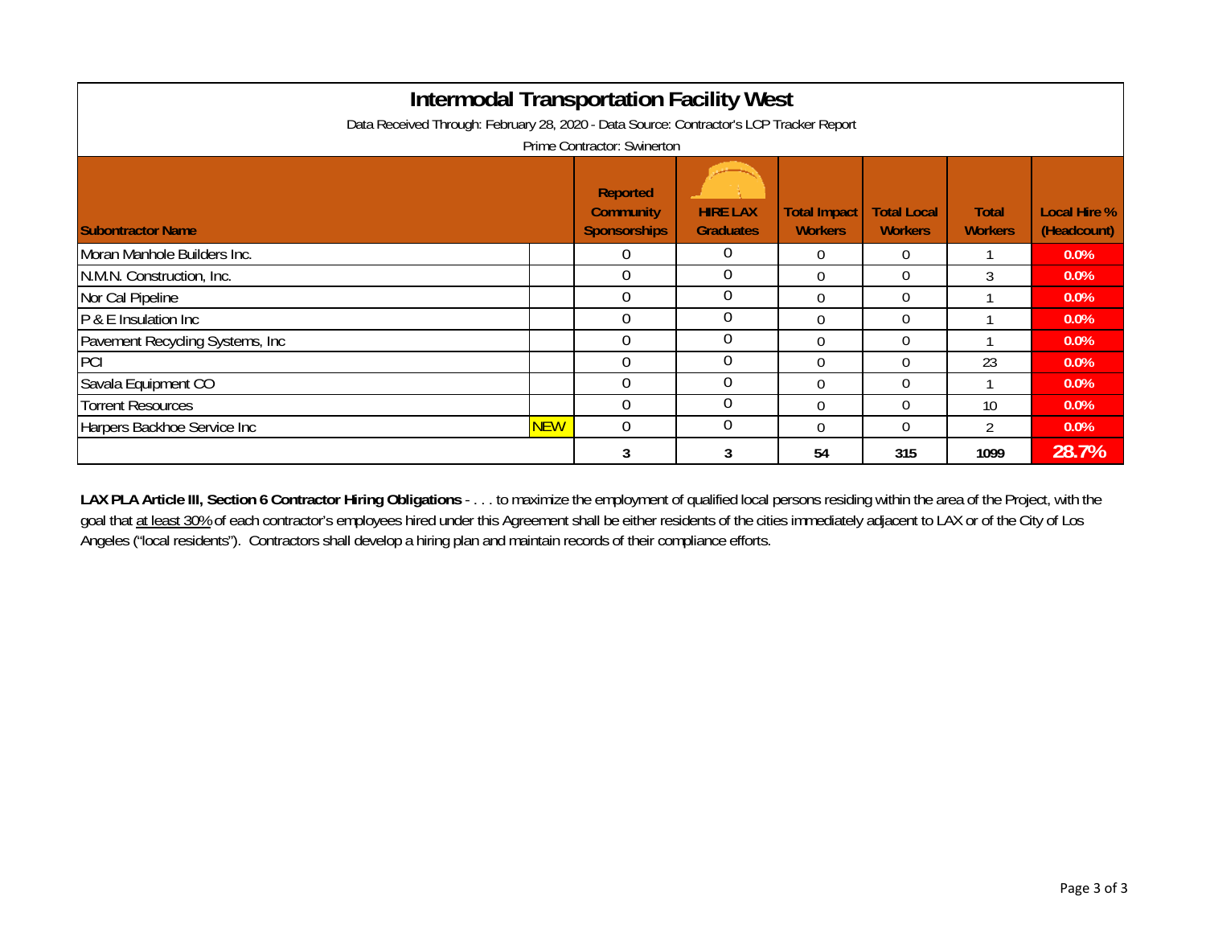# Intermodal Transportation Facility West

Data Received Through: February 28, 2020 - Data Source: Contractor's LCP Tracker Report

Prime Contractor: Swinerton

| Subontractor Name | | Reported Community Sponsorships | HIRE LAX Graduates | Total Impact Workers | Total Local Workers | Total Workers | Local Hire % (Headcount) |
|---|---|---|---|---|---|---|---|
| Moran Manhole Builders Inc. | | 0 | 0 | 0 | 0 | 1 | 0.0% |
| N.M.N. Construction, Inc. | | 0 | 0 | 0 | 0 | 3 | 0.0% |
| Nor Cal Pipeline | | 0 | 0 | 0 | 0 | 1 | 0.0% |
| P & E Insulation Inc | | 0 | 0 | 0 | 0 | 1 | 0.0% |
| Pavement Recycling Systems, Inc | | 0 | 0 | 0 | 0 | 1 | 0.0% |
| PCI | | 0 | 0 | 0 | 0 | 23 | 0.0% |
| Savala Equipment CO | | 0 | 0 | 0 | 0 | 1 | 0.0% |
| Torrent Resources | | 0 | 0 | 0 | 0 | 10 | 0.0% |
| Harpers Backhoe Service Inc | NEW | 0 | 0 | 0 | 0 | 2 | 0.0% |
| | | 3 | 3 | 54 | 315 | 1099 | 28.7% |

**LAX PLA Article III, Section 6 Contractor Hiring Obligations** - . . . to maximize the employment of qualified local persons residing within the area of the Project, with the goal that at least 30% of each contractor's employees hired under this Agreement shall be either residents of the cities immediately adjacent to LAX or of the City of Los Angeles ("local residents"). Contractors shall develop a hiring plan and maintain records of their compliance efforts.